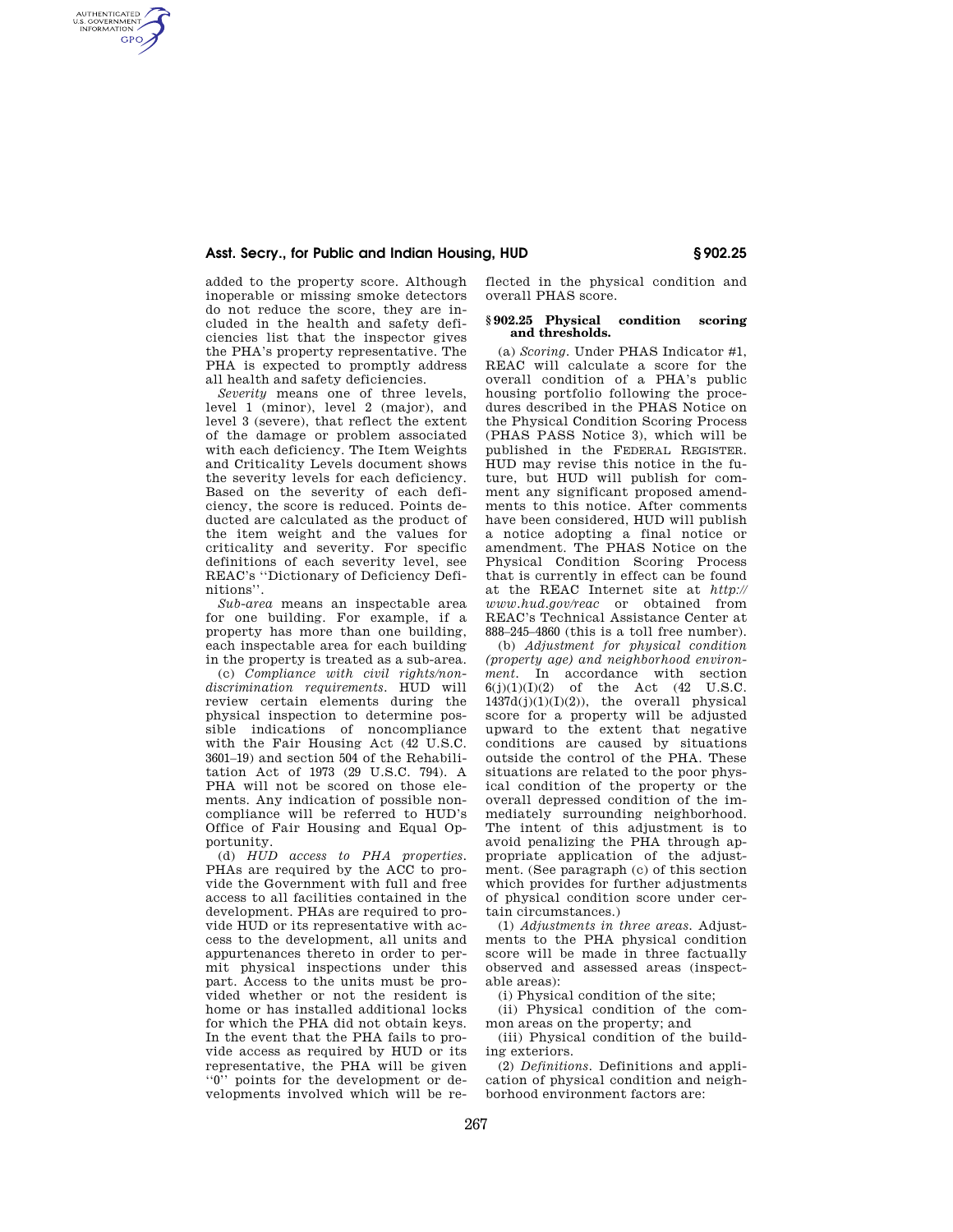added to the property score. Although inoperable or missing smoke detectors do not reduce the score, they are included in the health and safety deficiencies list that the inspector gives the PHA's property representative. The PHA is expected to promptly address all health and safety deficiencies.

*Severity* means one of three levels, level 1 (minor), level 2 (major), and level 3 (severe), that reflect the extent of the damage or problem associated with each deficiency. The Item Weights and Criticality Levels document shows the severity levels for each deficiency. Based on the severity of each deficiency, the score is reduced. Points deducted are calculated as the product of the item weight and the values for criticality and severity. For specific definitions of each severity level, see REAC's ''Dictionary of Deficiency Definitions''.

*Sub-area* means an inspectable area for one building. For example, if a property has more than one building, each inspectable area for each building in the property is treated as a sub-area.

(c) *Compliance with civil rights/nondiscrimination requirements.* HUD will review certain elements during the physical inspection to determine possible indications of noncompliance with the Fair Housing Act (42 U.S.C. 3601–19) and section 504 of the Rehabilitation Act of 1973 (29 U.S.C. 794). A PHA will not be scored on those elements. Any indication of possible noncompliance will be referred to HUD's Office of Fair Housing and Equal Opportunity.

(d) *HUD access to PHA properties.* PHAs are required by the ACC to provide the Government with full and free access to all facilities contained in the development. PHAs are required to provide HUD or its representative with access to the development, all units and appurtenances thereto in order to permit physical inspections under this part. Access to the units must be provided whether or not the resident is home or has installed additional locks for which the PHA did not obtain keys. In the event that the PHA fails to provide access as required by HUD or its representative, the PHA will be given ''0'' points for the development or developments involved which will be reflected in the physical condition and overall PHAS score.

## § 902.25 Physical condition scoring and thresholds.

(a) *Scoring.* Under PHAS Indicator #1, REAC will calculate a score for the overall condition of a PHA's public housing portfolio following the procedures described in the PHAS Notice on the Physical Condition Scoring Process (PHAS PASS Notice 3), which will be published in the FEDERAL REGISTER. HUD may revise this notice in the future, but HUD will publish for comment any significant proposed amendments to this notice. After comments have been considered, HUD will publish a notice adopting a final notice or amendment. The PHAS Notice on the Physical Condition Scoring Process that is currently in effect can be found at the REAC Internet site at *http://www.hud.gov/reac* or obtained from REAC's Technical Assistance Center at 888–245–4860 (this is a toll free number).

(b) *Adjustment for physical condition (property age) and neighborhood environment.* In accordance with section 6(j)(1)(I)(2) of the Act (42 U.S.C. 1437d(j)(1)(I)(2)), the overall physical score for a property will be adjusted upward to the extent that negative conditions are caused by situations outside the control of the PHA. These situations are related to the poor physical condition of the property or the overall depressed condition of the immediately surrounding neighborhood. The intent of this adjustment is to avoid penalizing the PHA through appropriate application of the adjustment. (See paragraph (c) of this section which provides for further adjustments of physical condition score under certain circumstances.)

(1) *Adjustments in three areas.* Adjustments to the PHA physical condition score will be made in three factually observed and assessed areas (inspectable areas):

(i) Physical condition of the site;

(ii) Physical condition of the common areas on the property; and

(iii) Physical condition of the building exteriors.

(2) *Definitions.* Definitions and application of physical condition and neighborhood environment factors are: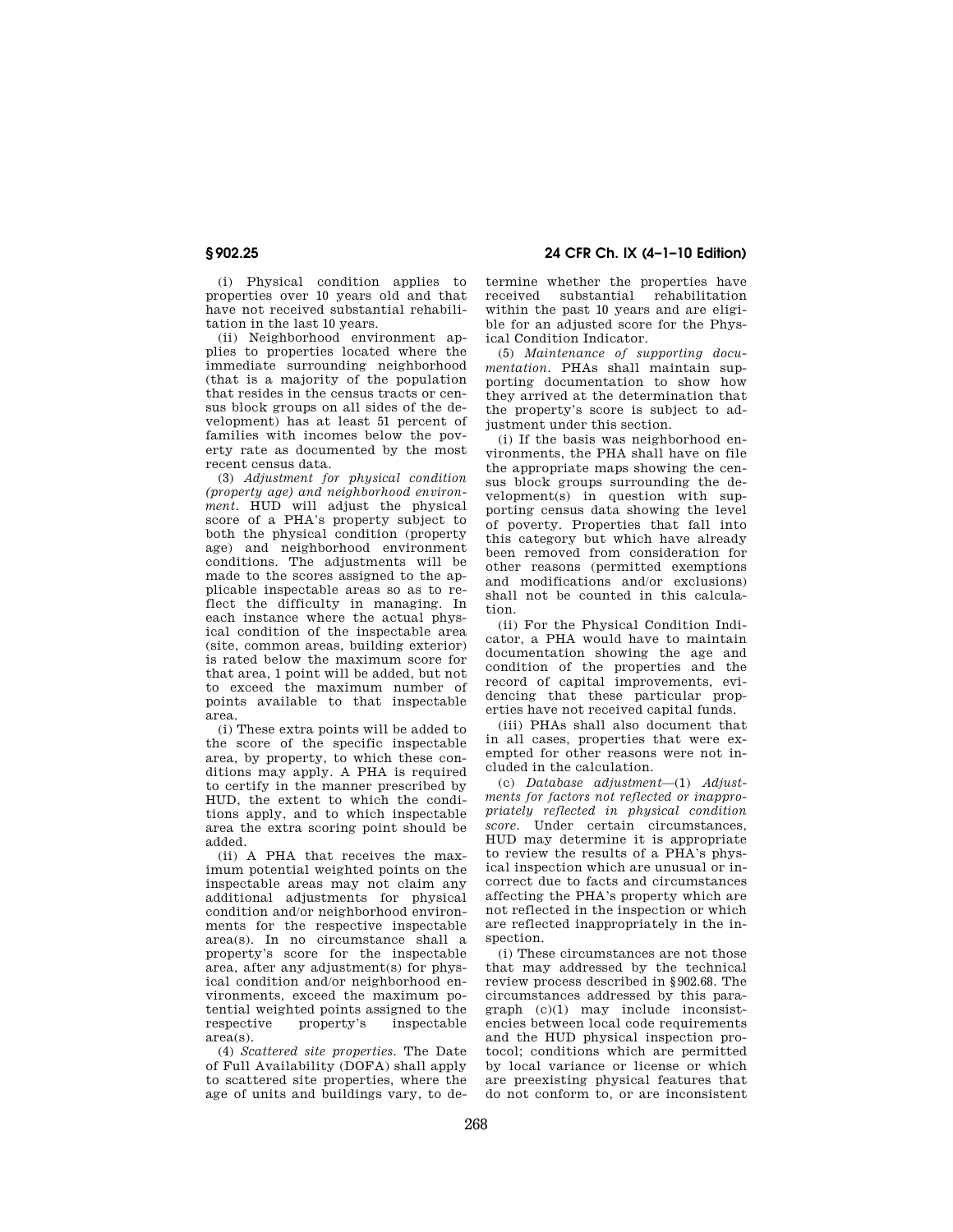(i) Physical condition applies to properties over 10 years old and that have not received substantial rehabilitation in the last 10 years.

(ii) Neighborhood environment applies to properties located where the immediate surrounding neighborhood (that is a majority of the population that resides in the census tracts or census block groups on all sides of the development) has at least 51 percent of families with incomes below the poverty rate as documented by the most recent census data.

(3) *Adjustment for physical condition (property age) and neighborhood environment.* HUD will adjust the physical score of a PHA's property subject to both the physical condition (property age) and neighborhood environment conditions. The adjustments will be made to the scores assigned to the applicable inspectable areas so as to reflect the difficulty in managing. In each instance where the actual physical condition of the inspectable area (site, common areas, building exterior) is rated below the maximum score for that area, 1 point will be added, but not to exceed the maximum number of points available to that inspectable area.

(i) These extra points will be added to the score of the specific inspectable area, by property, to which these conditions may apply. A PHA is required to certify in the manner prescribed by HUD, the extent to which the conditions apply, and to which inspectable area the extra scoring point should be added.

(ii) A PHA that receives the maximum potential weighted points on the inspectable areas may not claim any additional adjustments for physical condition and/or neighborhood environments for the respective inspectable area(s). In no circumstance shall a property's score for the inspectable area, after any adjustment(s) for physical condition and/or neighborhood environments, exceed the maximum potential weighted points assigned to the respective property's inspectable area(s).

(4) *Scattered site properties.* The Date of Full Availability (DOFA) shall apply to scattered site properties, where the age of units and buildings vary, to determine whether the properties have received substantial rehabilitation within the past 10 years and are eligible for an adjusted score for the Physical Condition Indicator.

(5) *Maintenance of supporting documentation.* PHAs shall maintain supporting documentation to show how they arrived at the determination that the property's score is subject to adjustment under this section.

(i) If the basis was neighborhood environments, the PHA shall have on file the appropriate maps showing the census block groups surrounding the development(s) in question with supporting census data showing the level of poverty. Properties that fall into this category but which have already been removed from consideration for other reasons (permitted exemptions and modifications and/or exclusions) shall not be counted in this calculation.

(ii) For the Physical Condition Indicator, a PHA would have to maintain documentation showing the age and condition of the properties and the record of capital improvements, evidencing that these particular properties have not received capital funds.

(iii) PHAs shall also document that in all cases, properties that were exempted for other reasons were not included in the calculation.

(c) *Database adjustment*—(1) *Adjustments for factors not reflected or inappropriately reflected in physical condition score.* Under certain circumstances, HUD may determine it is appropriate to review the results of a PHA's physical inspection which are unusual or incorrect due to facts and circumstances affecting the PHA's property which are not reflected in the inspection or which are reflected inappropriately in the inspection.

(i) These circumstances are not those that may addressed by the technical review process described in §902.68. The circumstances addressed by this paragraph (c)(1) may include inconsistencies between local code requirements and the HUD physical inspection protocol; conditions which are permitted by local variance or license or which are preexisting physical features that do not conform to, or are inconsistent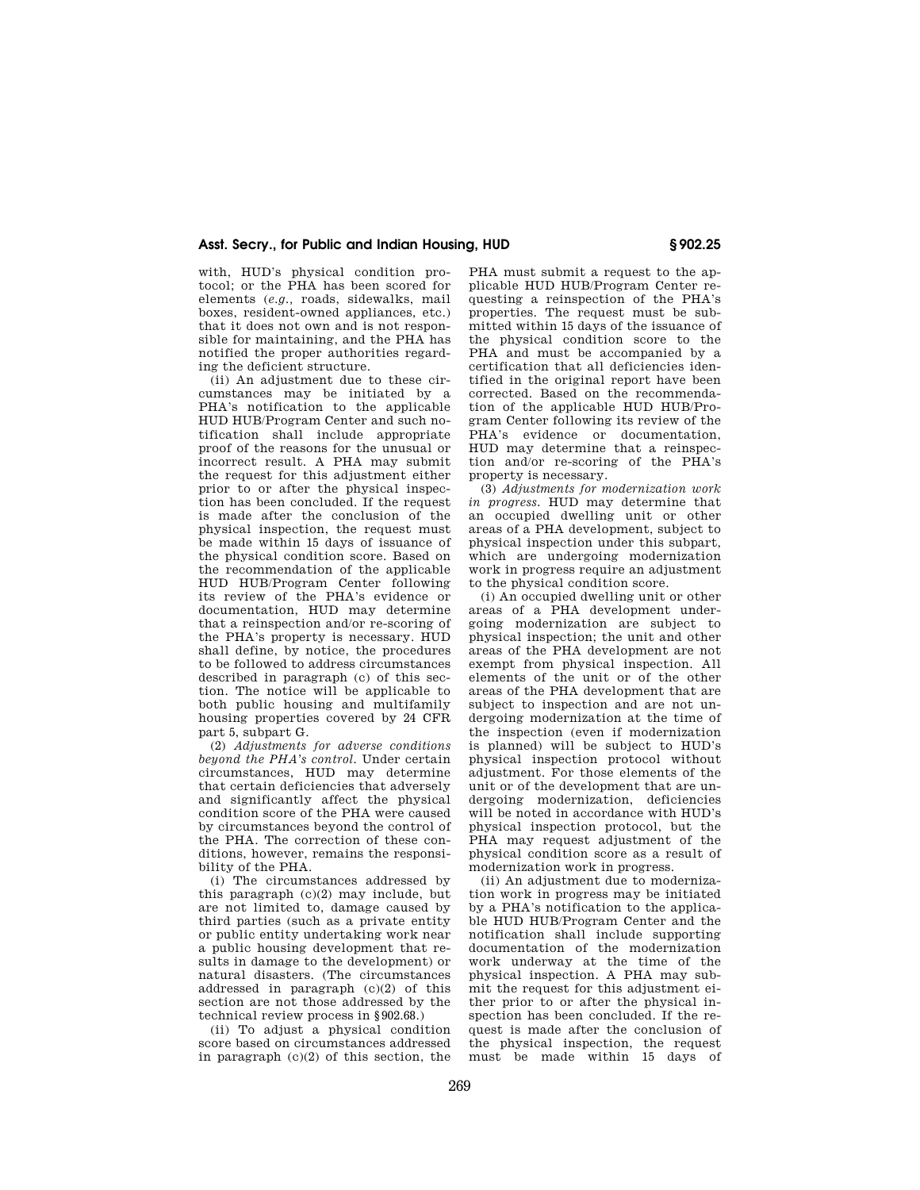with, HUD's physical condition protocol; or the PHA has been scored for elements (*e.g.*, roads, sidewalks, mail boxes, resident-owned appliances, etc.) that it does not own and is not responsible for maintaining, and the PHA has notified the proper authorities regarding the deficient structure.

(ii) An adjustment due to these circumstances may be initiated by a PHA's notification to the applicable HUD HUB/Program Center and such notification shall include appropriate proof of the reasons for the unusual or incorrect result. A PHA may submit the request for this adjustment either prior to or after the physical inspection has been concluded. If the request is made after the conclusion of the physical inspection, the request must be made within 15 days of issuance of the physical condition score. Based on the recommendation of the applicable HUD HUB/Program Center following its review of the PHA's evidence or documentation, HUD may determine that a reinspection and/or re-scoring of the PHA's property is necessary. HUD shall define, by notice, the procedures to be followed to address circumstances described in paragraph (c) of this section. The notice will be applicable to both public housing and multifamily housing properties covered by 24 CFR part 5, subpart G.

(2) *Adjustments for adverse conditions beyond the PHA's control.* Under certain circumstances, HUD may determine that certain deficiencies that adversely and significantly affect the physical condition score of the PHA were caused by circumstances beyond the control of the PHA. The correction of these conditions, however, remains the responsibility of the PHA.

(i) The circumstances addressed by this paragraph (c)(2) may include, but are not limited to, damage caused by third parties (such as a private entity or public entity undertaking work near a public housing development that results in damage to the development) or natural disasters. (The circumstances addressed in paragraph (c)(2) of this section are not those addressed by the technical review process in §902.68.)

(ii) To adjust a physical condition score based on circumstances addressed in paragraph (c)(2) of this section, the PHA must submit a request to the applicable HUD HUB/Program Center requesting a reinspection of the PHA's properties. The request must be submitted within 15 days of the issuance of the physical condition score to the PHA and must be accompanied by a certification that all deficiencies identified in the original report have been corrected. Based on the recommendation of the applicable HUD HUB/Program Center following its review of the PHA's evidence or documentation, HUD may determine that a reinspection and/or re-scoring of the PHA's property is necessary.

(3) *Adjustments for modernization work in progress.* HUD may determine that an occupied dwelling unit or other areas of a PHA development, subject to physical inspection under this subpart, which are undergoing modernization work in progress require an adjustment to the physical condition score.

(i) An occupied dwelling unit or other areas of a PHA development undergoing modernization are subject to physical inspection; the unit and other areas of the PHA development are not exempt from physical inspection. All elements of the unit or of the other areas of the PHA development that are subject to inspection and are not undergoing modernization at the time of the inspection (even if modernization is planned) will be subject to HUD's physical inspection protocol without adjustment. For those elements of the unit or of the development that are undergoing modernization, deficiencies will be noted in accordance with HUD's physical inspection protocol, but the PHA may request adjustment of the physical condition score as a result of modernization work in progress.

(ii) An adjustment due to modernization work in progress may be initiated by a PHA's notification to the applicable HUD HUB/Program Center and the notification shall include supporting documentation of the modernization work underway at the time of the physical inspection. A PHA may submit the request for this adjustment either prior to or after the physical inspection has been concluded. If the request is made after the conclusion of the physical inspection, the request must be made within 15 days of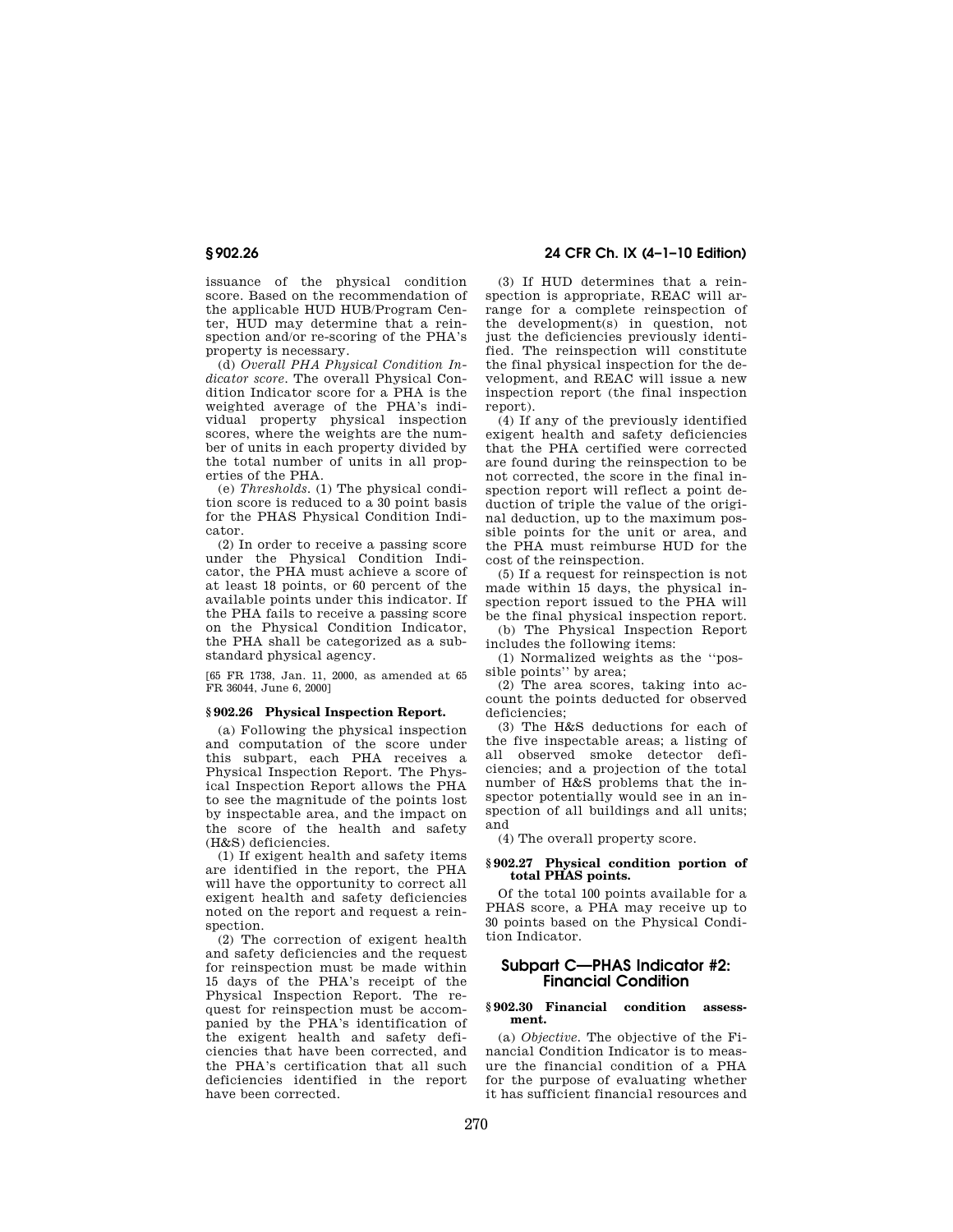issuance of the physical condition score. Based on the recommendation of the applicable HUD HUB/Program Center, HUD may determine that a reinspection and/or re-scoring of the PHA's property is necessary.

(d) *Overall PHA Physical Condition Indicator score.* The overall Physical Condition Indicator score for a PHA is the weighted average of the PHA's individual property physical inspection scores, where the weights are the number of units in each property divided by the total number of units in all properties of the PHA.

(e) *Thresholds.* (1) The physical condition score is reduced to a 30 point basis for the PHAS Physical Condition Indicator.

(2) In order to receive a passing score under the Physical Condition Indicator, the PHA must achieve a score of at least 18 points, or 60 percent of the available points under this indicator. If the PHA fails to receive a passing score on the Physical Condition Indicator, the PHA shall be categorized as a substandard physical agency.

[65 FR 1738, Jan. 11, 2000, as amended at 65 FR 36044, June 6, 2000]

### § 902.26 Physical Inspection Report.

(a) Following the physical inspection and computation of the score under this subpart, each PHA receives a Physical Inspection Report. The Physical Inspection Report allows the PHA to see the magnitude of the points lost by inspectable area, and the impact on the score of the health and safety (H&S) deficiencies.

(1) If exigent health and safety items are identified in the report, the PHA will have the opportunity to correct all exigent health and safety deficiencies noted on the report and request a reinspection.

(2) The correction of exigent health and safety deficiencies and the request for reinspection must be made within 15 days of the PHA's receipt of the Physical Inspection Report. The request for reinspection must be accompanied by the PHA's identification of the exigent health and safety deficiencies that have been corrected, and the PHA's certification that all such deficiencies identified in the report have been corrected.

(3) If HUD determines that a reinspection is appropriate, REAC will arrange for a complete reinspection of the development(s) in question, not just the deficiencies previously identified. The reinspection will constitute the final physical inspection for the development, and REAC will issue a new inspection report (the final inspection report).

(4) If any of the previously identified exigent health and safety deficiencies that the PHA certified were corrected are found during the reinspection to be not corrected, the score in the final inspection report will reflect a point deduction of triple the value of the original deduction, up to the maximum possible points for the unit or area, and the PHA must reimburse HUD for the cost of the reinspection.

(5) If a request for reinspection is not made within 15 days, the physical inspection report issued to the PHA will be the final physical inspection report.

(b) The Physical Inspection Report includes the following items:

(1) Normalized weights as the ''possible points'' by area;

(2) The area scores, taking into account the points deducted for observed deficiencies;

(3) The H&S deductions for each of the five inspectable areas; a listing of all observed smoke detector deficiencies; and a projection of the total number of H&S problems that the inspector potentially would see in an inspection of all buildings and all units; and

(4) The overall property score.

### § 902.27 Physical condition portion of total PHAS points.

Of the total 100 points available for a PHAS score, a PHA may receive up to 30 points based on the Physical Condition Indicator.

## Subpart C—PHAS Indicator #2: Financial Condition

### § 902.30 Financial condition assessment.

(a) *Objective.* The objective of the Financial Condition Indicator is to measure the financial condition of a PHA for the purpose of evaluating whether it has sufficient financial resources and